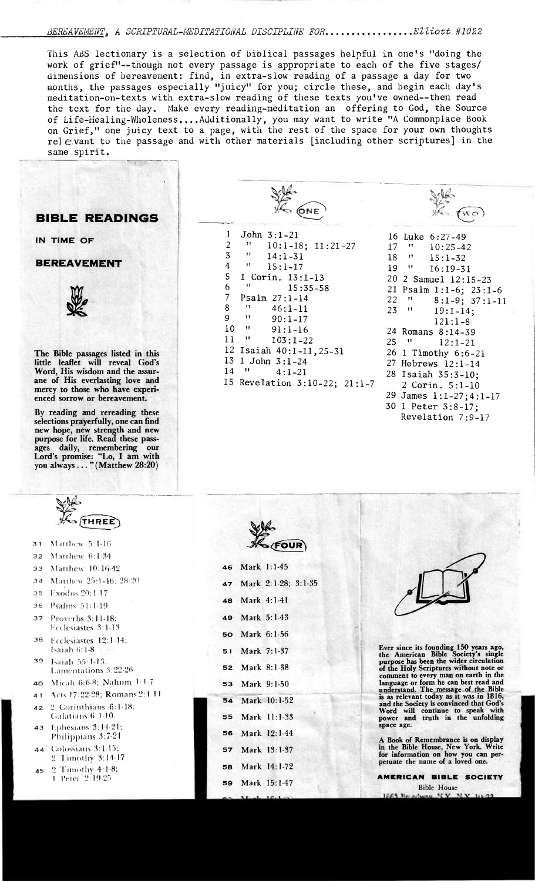*BEREAVEMENT, A SCRIPTURAL-MEDITATIONAL DISCIPLINE FOR................Elliott #1022*

This ABS lectionary is a selection of biblical passages helpful in one's "doing the work of grief"--though not every passage is appropriate to each of the five stages/dimensions of bereavement: find, in extra-slow reading of a passage a day for two months, the passages especially "juicy" for you; circle these, and begin each day's meditation-on-texts with extra-slow reading of these texts you've owned--then read the text for the day. Make every reading-meditation an offering to God, the Source of Life-Healing-Wholeness....Additionally, you may want to write "A Commonplace Book on Grief," one juicy text to a page, with the rest of the space for your own thoughts relevant to the passage and with other materials [including other scriptures] in the same spirit.

## BIBLE READINGS

**IN TIME OF**

**BEREAVEMENT**

**The Bible passages listed in this little leaflet will reveal God's Word, His wisdom and the assurance of His everlasting love and mercy to those who have experienced sorrow or bereavement.**

**By reading and rereading these selections prayerfully, one can find new hope, new strength and new purpose for life. Read these passages daily, remembering our Lord's promise: "Lo, I am with you always . . . " (Matthew 28:20)**

### ONE

1 John 3:1-21
2 " 10:1-18; 11:21-27
3 " 14:1-31
4 " 15:1-17
5 1 Corin. 13:1-13
6 " 15:35-58
7 Psalm 27:1-14
8 " 46:1-11
9 " 90:1-17
10 " 91:1-16
11 " 103:1-22
12 Isaiah 40:1-11,25-31
13 1 John 3:1-24
14 " 4:1-21
15 Revelation 3:10-22; 21:1-7

### TWO

16 Luke 6:27-49
17 " 10:25-42
18 " 15:1-32
19 " 16:19-31
20 2 Samuel 12:15-23
21 Psalm 1:1-6; 23:1-6
22 " 8:1-9; 37:1-11
23 " 19:1-14; 121:1-8
24 Romans 8:14-39
25 " 12:1-21
26 1 Timothy 6:6-21
27 Hebrews 12:1-14
28 Isaiah 35:3-10; 2 Corin. 5:1-10
29 James 1:1-27;4:1-17
30 1 Peter 3:8-17; Revelation 7:9-17

### THREE

31 Matthew 5:1-16
32 Matthew 6:1-34
33 Matthew 10:16-42
34 Matthew 25:1-46; 28:20
35 Exodus 20:1-17
36 Psalms 51:1-19
37 Proverbs 3:11-18; Ecclesiastes 3:1-13
38 Ecclesiastes 12:1-14; Isaiah 6:1-8
39 Isaiah 55:1-13; Lamentations 3:22-26
40 Micah 6:6-8; Nahum 1:1-7
41 Acts 17:22-28; Romans 2:1-11
42 2 Corinthians 6:1-18; Galatians 6:1-10
43 Ephesians 3:14-21; Philippians 3:7-21
44 Colossians 3:1-15; 2 Timothy 3:14-17
45 2 Timothy 4:1-8; 1 Peter 2:19-25

### FOUR

46 Mark 1:1-45
47 Mark 2:1-28; 3:1-35
48 Mark 4:1-41
49 Mark 5:1-43
50 Mark 6:1-56
51 Mark 7:1-37
52 Mark 8:1-38
53 Mark 9:1-50
54 Mark 10:1-52
55 Mark 11:1-33
56 Mark 12:1-44
57 Mark 13:1-37
58 Mark 14:1-72
59 Mark 15:1-47
60 Mark 16:1-...

**Ever since its founding 150 years ago, the American Bible Society's single purpose has been the wider circulation of the Holy Scriptures without note or comment to every man on earth in the language or form he can best read and understand. The message of the Bible is as relevant today as it was in 1816, and the Society is convinced that God's Word will continue to speak with power and truth in the unfolding space age.**

**A Book of Remembrance is on display in the Bible House, New York. Write for information on how you can perpetuate the name of a loved one.**

**AMERICAN BIBLE SOCIETY**
Bible House
1865 Broadway, N.Y., N.Y. 10023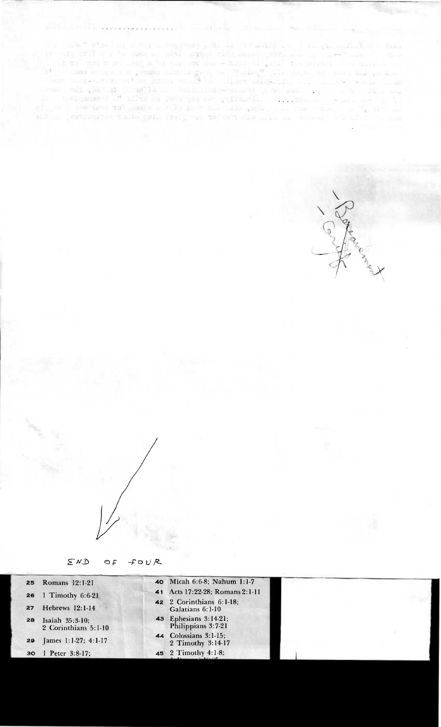END OF FOUR

| | | | |
|---|---|---|---|
| 25 | Romans 12:1-21 | 40 | Micah 6:6-8; Nahum 1:1-7 |
| 26 | 1 Timothy 6:6-21 | 41 | Acts 17:22-28; Romans 2:1-11 |
| 27 | Hebrews 12:1-14 | 42 | 2 Corinthians 6:1-18; Galatians 6:1-10 |
| 28 | Isaiah 35:3-10; 2 Corinthians 5:1-10 | 43 | Ephesians 3:14-21; Philippians 3:7-21 |
| 29 | James 1:1-27; 4:1-17 | 44 | Colossians 3:1-15; 2 Timothy 3:14-17 |
| 30 | 1 Peter 3:8-17; | 45 | 2 Timothy 4:1-8; |